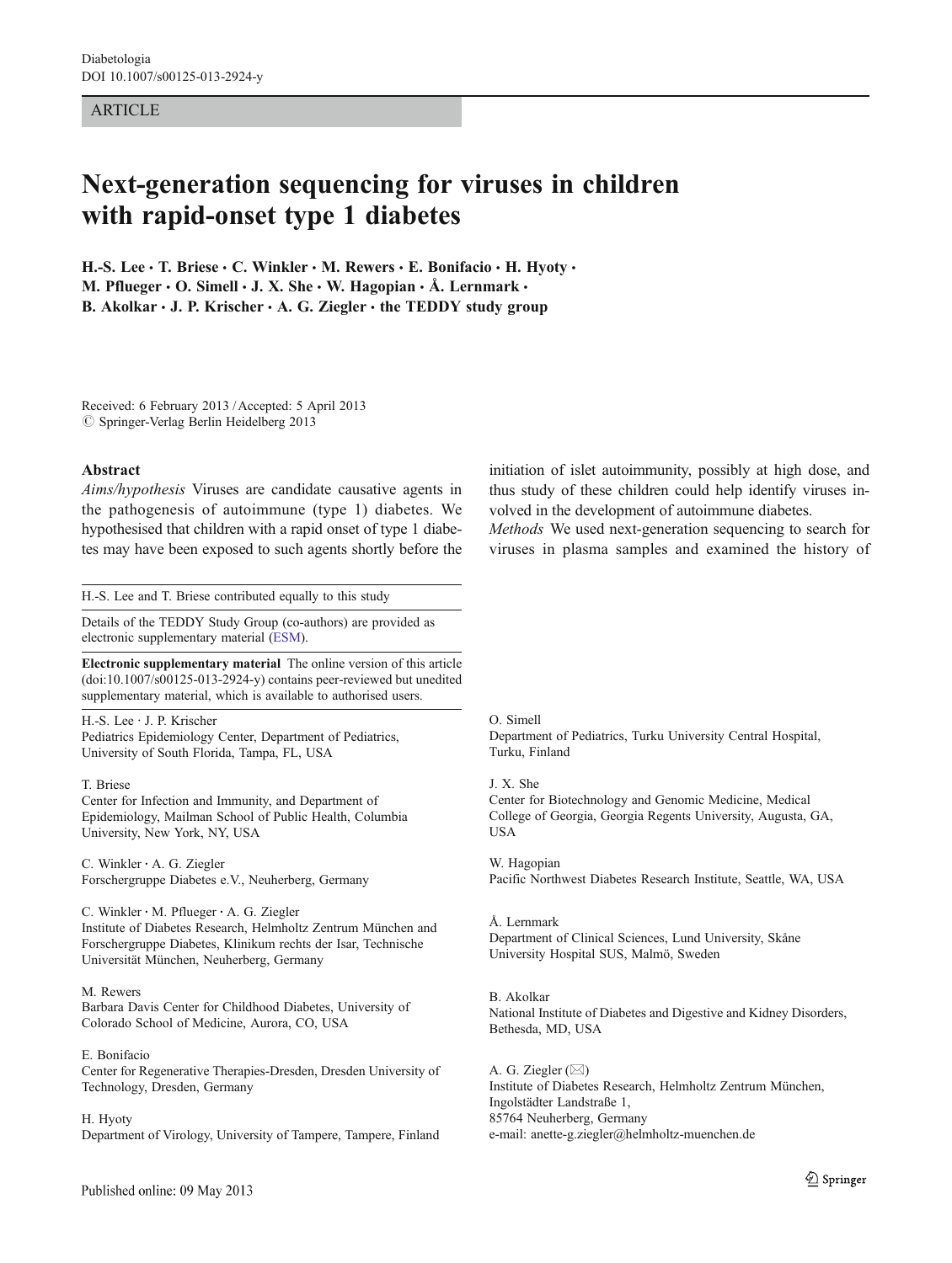Diabetologia
DOI 10.1007/s00125-013-2924-y

ARTICLE

# Next-generation sequencing for viruses in children with rapid-onset type 1 diabetes

**H.-S. Lee · T. Briese · C. Winkler · M. Rewers · E. Bonifacio · H. Hyoty · M. Pflueger · O. Simell · J. X. She · W. Hagopian · Å. Lernmark · B. Akolkar · J. P. Krischer · A. G. Ziegler · the TEDDY study group**

Received: 6 February 2013 / Accepted: 5 April 2013
© Springer-Verlag Berlin Heidelberg 2013

**Abstract**

*Aims/hypothesis* Viruses are candidate causative agents in the pathogenesis of autoimmune (type 1) diabetes. We hypothesised that children with a rapid onset of type 1 diabetes may have been exposed to such agents shortly before the initiation of islet autoimmunity, possibly at high dose, and thus study of these children could help identify viruses involved in the development of autoimmune diabetes.

*Methods* We used next-generation sequencing to search for viruses in plasma samples and examined the history of

---

H.-S. Lee and T. Briese contributed equally to this study

Details of the TEDDY Study Group (co-authors) are provided as electronic supplementary material (ESM).

**Electronic supplementary material** The online version of this article (doi:10.1007/s00125-013-2924-y) contains peer-reviewed but unedited supplementary material, which is available to authorised users.

H.-S. Lee · J. P. Krischer
Pediatrics Epidemiology Center, Department of Pediatrics, University of South Florida, Tampa, FL, USA

T. Briese
Center for Infection and Immunity, and Department of Epidemiology, Mailman School of Public Health, Columbia University, New York, NY, USA

C. Winkler · A. G. Ziegler
Forschergruppe Diabetes e.V., Neuherberg, Germany

C. Winkler · M. Pflueger · A. G. Ziegler
Institute of Diabetes Research, Helmholtz Zentrum München and Forschergruppe Diabetes, Klinikum rechts der Isar, Technische Universität München, Neuherberg, Germany

M. Rewers
Barbara Davis Center for Childhood Diabetes, University of Colorado School of Medicine, Aurora, CO, USA

E. Bonifacio
Center for Regenerative Therapies-Dresden, Dresden University of Technology, Dresden, Germany

H. Hyoty
Department of Virology, University of Tampere, Tampere, Finland

O. Simell
Department of Pediatrics, Turku University Central Hospital, Turku, Finland

J. X. She
Center for Biotechnology and Genomic Medicine, Medical College of Georgia, Georgia Regents University, Augusta, GA, USA

W. Hagopian
Pacific Northwest Diabetes Research Institute, Seattle, WA, USA

Å. Lernmark
Department of Clinical Sciences, Lund University, Skåne University Hospital SUS, Malmö, Sweden

B. Akolkar
National Institute of Diabetes and Digestive and Kidney Disorders, Bethesda, MD, USA

A. G. Ziegler (✉)
Institute of Diabetes Research, Helmholtz Zentrum München, Ingolstädter Landstraße 1, 85764 Neuherberg, Germany
e-mail: anette-g.ziegler@helmholtz-muenchen.de

Published online: 09 May 2013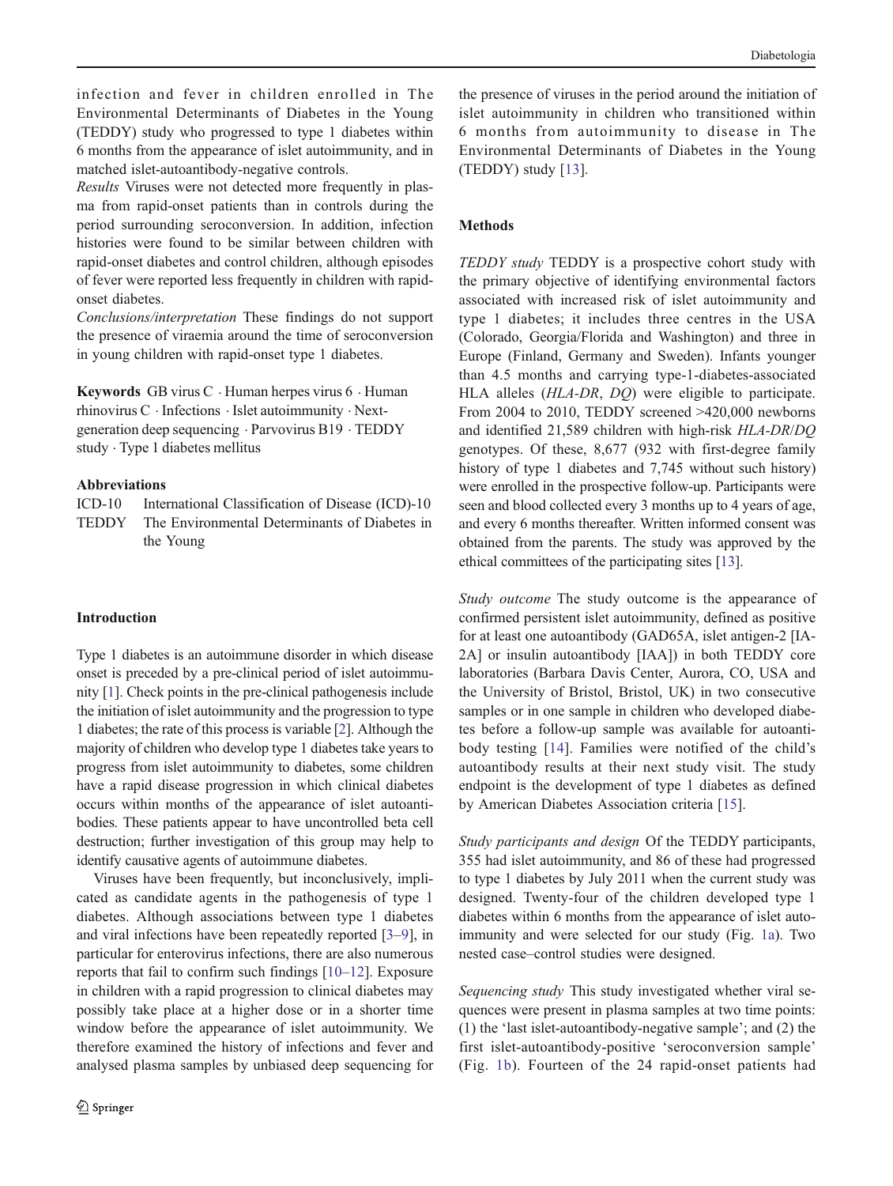infection and fever in children enrolled in The Environmental Determinants of Diabetes in the Young (TEDDY) study who progressed to type 1 diabetes within 6 months from the appearance of islet autoimmunity, and in matched islet-autoantibody-negative controls.

*Results* Viruses were not detected more frequently in plasma from rapid-onset patients than in controls during the period surrounding seroconversion. In addition, infection histories were found to be similar between children with rapid-onset diabetes and control children, although episodes of fever were reported less frequently in children with rapid-onset diabetes.

*Conclusions/interpretation* These findings do not support the presence of viraemia around the time of seroconversion in young children with rapid-onset type 1 diabetes.

**Keywords** GB virus C · Human herpes virus 6 · Human rhinovirus C · Infections · Islet autoimmunity · Next-generation deep sequencing · Parvovirus B19 · TEDDY study · Type 1 diabetes mellitus

**Abbreviations**

| | |
|---|---|
| ICD-10 | International Classification of Disease (ICD)-10 |
| TEDDY | The Environmental Determinants of Diabetes in the Young |

## Introduction

Type 1 diabetes is an autoimmune disorder in which disease onset is preceded by a pre-clinical period of islet autoimmunity [1]. Check points in the pre-clinical pathogenesis include the initiation of islet autoimmunity and the progression to type 1 diabetes; the rate of this process is variable [2]. Although the majority of children who develop type 1 diabetes take years to progress from islet autoimmunity to diabetes, some children have a rapid disease progression in which clinical diabetes occurs within months of the appearance of islet autoantibodies. These patients appear to have uncontrolled beta cell destruction; further investigation of this group may help to identify causative agents of autoimmune diabetes.

Viruses have been frequently, but inconclusively, implicated as candidate agents in the pathogenesis of type 1 diabetes. Although associations between type 1 diabetes and viral infections have been repeatedly reported [3–9], in particular for enterovirus infections, there are also numerous reports that fail to confirm such findings [10–12]. Exposure in children with a rapid progression to clinical diabetes may possibly take place at a higher dose or in a shorter time window before the appearance of islet autoimmunity. We therefore examined the history of infections and fever and analysed plasma samples by unbiased deep sequencing for the presence of viruses in the period around the initiation of islet autoimmunity in children who transitioned within 6 months from autoimmunity to disease in The Environmental Determinants of Diabetes in the Young (TEDDY) study [13].

## Methods

*TEDDY study* TEDDY is a prospective cohort study with the primary objective of identifying environmental factors associated with increased risk of islet autoimmunity and type 1 diabetes; it includes three centres in the USA (Colorado, Georgia/Florida and Washington) and three in Europe (Finland, Germany and Sweden). Infants younger than 4.5 months and carrying type-1-diabetes-associated HLA alleles (*HLA-DR*, *DQ*) were eligible to participate. From 2004 to 2010, TEDDY screened >420,000 newborns and identified 21,589 children with high-risk *HLA-DR*/*DQ* genotypes. Of these, 8,677 (932 with first-degree family history of type 1 diabetes and 7,745 without such history) were enrolled in the prospective follow-up. Participants were seen and blood collected every 3 months up to 4 years of age, and every 6 months thereafter. Written informed consent was obtained from the parents. The study was approved by the ethical committees of the participating sites [13].

*Study outcome* The study outcome is the appearance of confirmed persistent islet autoimmunity, defined as positive for at least one autoantibody (GAD65A, islet antigen-2 [IA-2A] or insulin autoantibody [IAA]) in both TEDDY core laboratories (Barbara Davis Center, Aurora, CO, USA and the University of Bristol, Bristol, UK) in two consecutive samples or in one sample in children who developed diabetes before a follow-up sample was available for autoantibody testing [14]. Families were notified of the child's autoantibody results at their next study visit. The study endpoint is the development of type 1 diabetes as defined by American Diabetes Association criteria [15].

*Study participants and design* Of the TEDDY participants, 355 had islet autoimmunity, and 86 of these had progressed to type 1 diabetes by July 2011 when the current study was designed. Twenty-four of the children developed type 1 diabetes within 6 months from the appearance of islet autoimmunity and were selected for our study (Fig. 1a). Two nested case–control studies were designed.

*Sequencing study* This study investigated whether viral sequences were present in plasma samples at two time points: (1) the 'last islet-autoantibody-negative sample'; and (2) the first islet-autoantibody-positive 'seroconversion sample' (Fig. 1b). Fourteen of the 24 rapid-onset patients had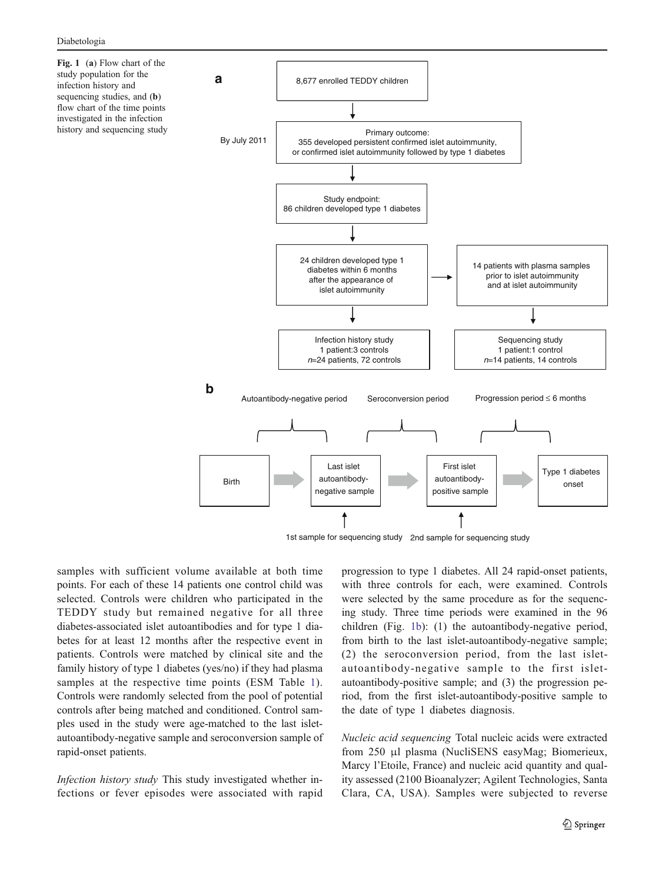**Fig. 1** (**a**) Flow chart of the study population for the infection history and sequencing studies, and (**b**) flow chart of the time points investigated in the infection history and sequencing study

**a**

8,677 enrolled TEDDY children

By July 2011 — Primary outcome: 355 developed persistent confirmed islet autoimmunity, or confirmed islet autoimmunity followed by type 1 diabetes

Study endpoint: 86 children developed type 1 diabetes

24 children developed type 1 diabetes within 6 months after the appearance of islet autoimmunity → 14 patients with plasma samples prior to islet autoimmunity and at islet autoimmunity

Infection history study: 1 patient:3 controls, $n$=24 patients, 72 controls

Sequencing study: 1 patient:1 control, $n$=14 patients, 14 controls

**b**

Autoantibody-negative period | Seroconversion period | Progression period ≤ 6 months

Birth → Last islet autoantibody-negative sample → First islet autoantibody-positive sample → Type 1 diabetes onset

1st sample for sequencing study (Last islet autoantibody-negative sample); 2nd sample for sequencing study (First islet autoantibody-positive sample)

samples with sufficient volume available at both time points. For each of these 14 patients one control child was selected. Controls were children who participated in the TEDDY study but remained negative for all three diabetes-associated islet autoantibodies and for type 1 diabetes for at least 12 months after the respective event in patients. Controls were matched by clinical site and the family history of type 1 diabetes (yes/no) if they had plasma samples at the respective time points (ESM Table 1). Controls were randomly selected from the pool of potential controls after being matched and conditioned. Control samples used in the study were age-matched to the last islet-autoantibody-negative sample and seroconversion sample of rapid-onset patients.

*Infection history study* This study investigated whether infections or fever episodes were associated with rapid progression to type 1 diabetes. All 24 rapid-onset patients, with three controls for each, were examined. Controls were selected by the same procedure as for the sequencing study. Three time periods were examined in the 96 children (Fig. 1b): (1) the autoantibody-negative period, from birth to the last islet-autoantibody-negative sample; (2) the seroconversion period, from the last islet-autoantibody-negative sample to the first islet-autoantibody-positive sample; and (3) the progression period, from the first islet-autoantibody-positive sample to the date of type 1 diabetes diagnosis.

*Nucleic acid sequencing* Total nucleic acids were extracted from 250 μl plasma (NucliSENS easyMag; Biomerieux, Marcy l'Etoile, France) and nucleic acid quantity and quality assessed (2100 Bioanalyzer; Agilent Technologies, Santa Clara, CA, USA). Samples were subjected to reverse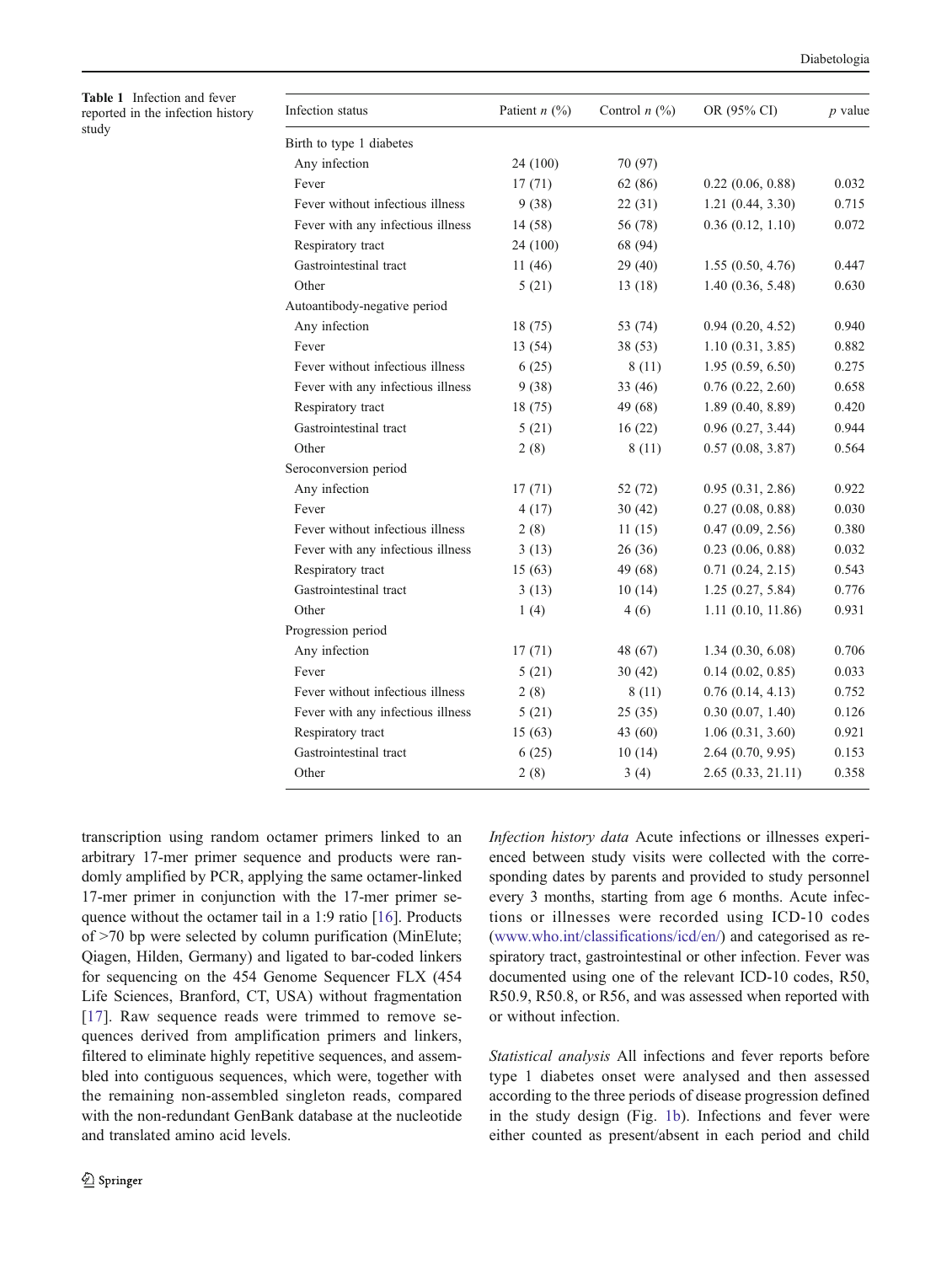**Table 1** Infection and fever reported in the infection history study

| Infection status | Patient *n* (%) | Control *n* (%) | OR (95% CI) | *p* value |
|---|---|---|---|---|
| Birth to type 1 diabetes | | | | |
| Any infection | 24 (100) | 70 (97) | | |
| Fever | 17 (71) | 62 (86) | 0.22 (0.06, 0.88) | 0.032 |
| Fever without infectious illness | 9 (38) | 22 (31) | 1.21 (0.44, 3.30) | 0.715 |
| Fever with any infectious illness | 14 (58) | 56 (78) | 0.36 (0.12, 1.10) | 0.072 |
| Respiratory tract | 24 (100) | 68 (94) | | |
| Gastrointestinal tract | 11 (46) | 29 (40) | 1.55 (0.50, 4.76) | 0.447 |
| Other | 5 (21) | 13 (18) | 1.40 (0.36, 5.48) | 0.630 |
| Autoantibody-negative period | | | | |
| Any infection | 18 (75) | 53 (74) | 0.94 (0.20, 4.52) | 0.940 |
| Fever | 13 (54) | 38 (53) | 1.10 (0.31, 3.85) | 0.882 |
| Fever without infectious illness | 6 (25) | 8 (11) | 1.95 (0.59, 6.50) | 0.275 |
| Fever with any infectious illness | 9 (38) | 33 (46) | 0.76 (0.22, 2.60) | 0.658 |
| Respiratory tract | 18 (75) | 49 (68) | 1.89 (0.40, 8.89) | 0.420 |
| Gastrointestinal tract | 5 (21) | 16 (22) | 0.96 (0.27, 3.44) | 0.944 |
| Other | 2 (8) | 8 (11) | 0.57 (0.08, 3.87) | 0.564 |
| Seroconversion period | | | | |
| Any infection | 17 (71) | 52 (72) | 0.95 (0.31, 2.86) | 0.922 |
| Fever | 4 (17) | 30 (42) | 0.27 (0.08, 0.88) | 0.030 |
| Fever without infectious illness | 2 (8) | 11 (15) | 0.47 (0.09, 2.56) | 0.380 |
| Fever with any infectious illness | 3 (13) | 26 (36) | 0.23 (0.06, 0.88) | 0.032 |
| Respiratory tract | 15 (63) | 49 (68) | 0.71 (0.24, 2.15) | 0.543 |
| Gastrointestinal tract | 3 (13) | 10 (14) | 1.25 (0.27, 5.84) | 0.776 |
| Other | 1 (4) | 4 (6) | 1.11 (0.10, 11.86) | 0.931 |
| Progression period | | | | |
| Any infection | 17 (71) | 48 (67) | 1.34 (0.30, 6.08) | 0.706 |
| Fever | 5 (21) | 30 (42) | 0.14 (0.02, 0.85) | 0.033 |
| Fever without infectious illness | 2 (8) | 8 (11) | 0.76 (0.14, 4.13) | 0.752 |
| Fever with any infectious illness | 5 (21) | 25 (35) | 0.30 (0.07, 1.40) | 0.126 |
| Respiratory tract | 15 (63) | 43 (60) | 1.06 (0.31, 3.60) | 0.921 |
| Gastrointestinal tract | 6 (25) | 10 (14) | 2.64 (0.70, 9.95) | 0.153 |
| Other | 2 (8) | 3 (4) | 2.65 (0.33, 21.11) | 0.358 |

transcription using random octamer primers linked to an arbitrary 17-mer primer sequence and products were randomly amplified by PCR, applying the same octamer-linked 17-mer primer in conjunction with the 17-mer primer sequence without the octamer tail in a 1:9 ratio [16]. Products of >70 bp were selected by column purification (MinElute; Qiagen, Hilden, Germany) and ligated to bar-coded linkers for sequencing on the 454 Genome Sequencer FLX (454 Life Sciences, Branford, CT, USA) without fragmentation [17]. Raw sequence reads were trimmed to remove sequences derived from amplification primers and linkers, filtered to eliminate highly repetitive sequences, and assembled into contiguous sequences, which were, together with the remaining non-assembled singleton reads, compared with the non-redundant GenBank database at the nucleotide and translated amino acid levels.

*Infection history data* Acute infections or illnesses experienced between study visits were collected with the corresponding dates by parents and provided to study personnel every 3 months, starting from age 6 months. Acute infections or illnesses were recorded using ICD-10 codes (www.who.int/classifications/icd/en/) and categorised as respiratory tract, gastrointestinal or other infection. Fever was documented using one of the relevant ICD-10 codes, R50, R50.9, R50.8, or R56, and was assessed when reported with or without infection.

*Statistical analysis* All infections and fever reports before type 1 diabetes onset were analysed and then assessed according to the three periods of disease progression defined in the study design (Fig. 1b). Infections and fever were either counted as present/absent in each period and child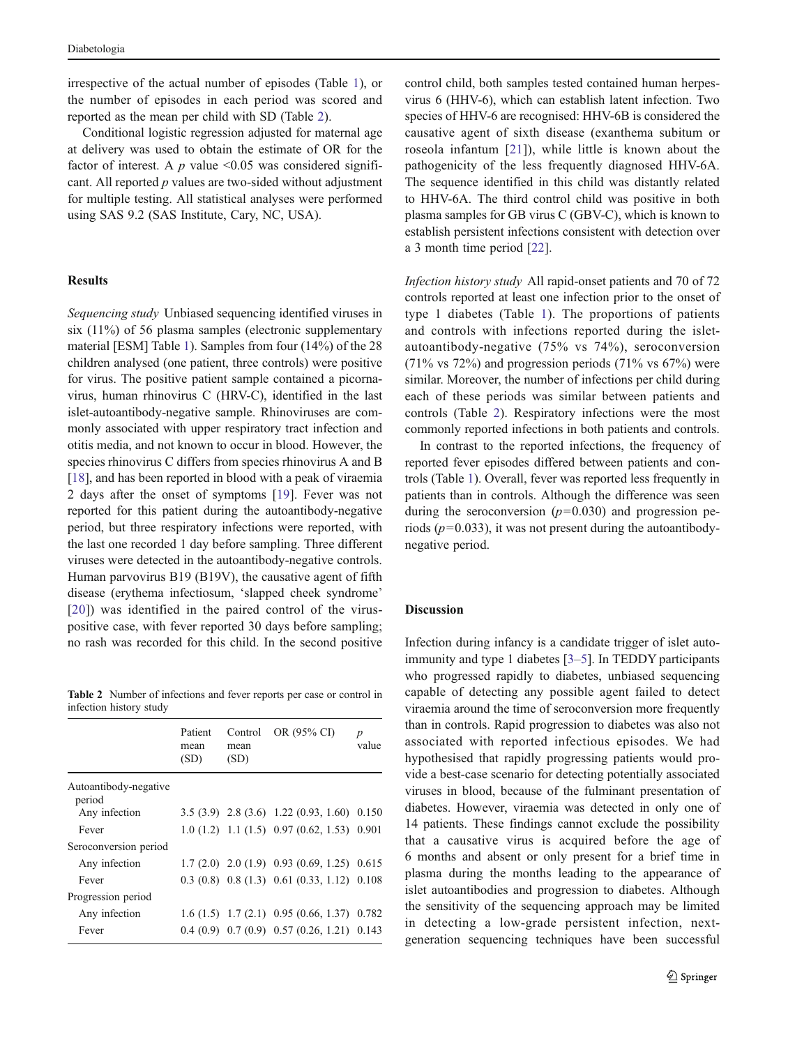irrespective of the actual number of episodes (Table 1), or the number of episodes in each period was scored and reported as the mean per child with SD (Table 2).

Conditional logistic regression adjusted for maternal age at delivery was used to obtain the estimate of OR for the factor of interest. A $p$ value <0.05 was considered significant. All reported $p$ values are two-sided without adjustment for multiple testing. All statistical analyses were performed using SAS 9.2 (SAS Institute, Cary, NC, USA).

## Results

*Sequencing study* Unbiased sequencing identified viruses in six (11%) of 56 plasma samples (electronic supplementary material [ESM] Table 1). Samples from four (14%) of the 28 children analysed (one patient, three controls) were positive for virus. The positive patient sample contained a picornavirus, human rhinovirus C (HRV-C), identified in the last islet-autoantibody-negative sample. Rhinoviruses are commonly associated with upper respiratory tract infection and otitis media, and not known to occur in blood. However, the species rhinovirus C differs from species rhinovirus A and B [18], and has been reported in blood with a peak of viraemia 2 days after the onset of symptoms [19]. Fever was not reported for this patient during the autoantibody-negative period, but three respiratory infections were reported, with the last one recorded 1 day before sampling. Three different viruses were detected in the autoantibody-negative controls. Human parvovirus B19 (B19V), the causative agent of fifth disease (erythema infectiosum, 'slapped cheek syndrome' [20]) was identified in the paired control of the virus-positive case, with fever reported 30 days before sampling; no rash was recorded for this child. In the second positive control child, both samples tested contained human herpesvirus 6 (HHV-6), which can establish latent infection. Two species of HHV-6 are recognised: HHV-6B is considered the causative agent of sixth disease (exanthema subitum or roseola infantum [21]), while little is known about the pathogenicity of the less frequently diagnosed HHV-6A. The sequence identified in this child was distantly related to HHV-6A. The third control child was positive in both plasma samples for GB virus C (GBV-C), which is known to establish persistent infections consistent with detection over a 3 month time period [22].

*Infection history study* All rapid-onset patients and 70 of 72 controls reported at least one infection prior to the onset of type 1 diabetes (Table 1). The proportions of patients and controls with infections reported during the islet-autoantibody-negative (75% vs 74%), seroconversion (71% vs 72%) and progression periods (71% vs 67%) were similar. Moreover, the number of infections per child during each of these periods was similar between patients and controls (Table 2). Respiratory infections were the most commonly reported infections in both patients and controls.

In contrast to the reported infections, the frequency of reported fever episodes differed between patients and controls (Table 1). Overall, fever was reported less frequently in patients than in controls. Although the difference was seen during the seroconversion ($p$=0.030) and progression periods ($p$=0.033), it was not present during the autoantibody-negative period.

**Table 2** Number of infections and fever reports per case or control in infection history study

| | Patient mean (SD) | Control mean (SD) | OR (95% CI) | $p$ value |
|---|---|---|---|---|
| Autoantibody-negative period | | | | |
| Any infection | 3.5 (3.9) | 2.8 (3.6) | 1.22 (0.93, 1.60) | 0.150 |
| Fever | 1.0 (1.2) | 1.1 (1.5) | 0.97 (0.62, 1.53) | 0.901 |
| Seroconversion period | | | | |
| Any infection | 1.7 (2.0) | 2.0 (1.9) | 0.93 (0.69, 1.25) | 0.615 |
| Fever | 0.3 (0.8) | 0.8 (1.3) | 0.61 (0.33, 1.12) | 0.108 |
| Progression period | | | | |
| Any infection | 1.6 (1.5) | 1.7 (2.1) | 0.95 (0.66, 1.37) | 0.782 |
| Fever | 0.4 (0.9) | 0.7 (0.9) | 0.57 (0.26, 1.21) | 0.143 |

## Discussion

Infection during infancy is a candidate trigger of islet autoimmunity and type 1 diabetes [3–5]. In TEDDY participants who progressed rapidly to diabetes, unbiased sequencing capable of detecting any possible agent failed to detect viraemia around the time of seroconversion more frequently than in controls. Rapid progression to diabetes was also not associated with reported infectious episodes. We had hypothesised that rapidly progressing patients would provide a best-case scenario for detecting potentially associated viruses in blood, because of the fulminant presentation of diabetes. However, viraemia was detected in only one of 14 patients. These findings cannot exclude the possibility that a causative virus is acquired before the age of 6 months and absent or only present for a brief time in plasma during the months leading to the appearance of islet autoantibodies and progression to diabetes. Although the sensitivity of the sequencing approach may be limited in detecting a low-grade persistent infection, next-generation sequencing techniques have been successful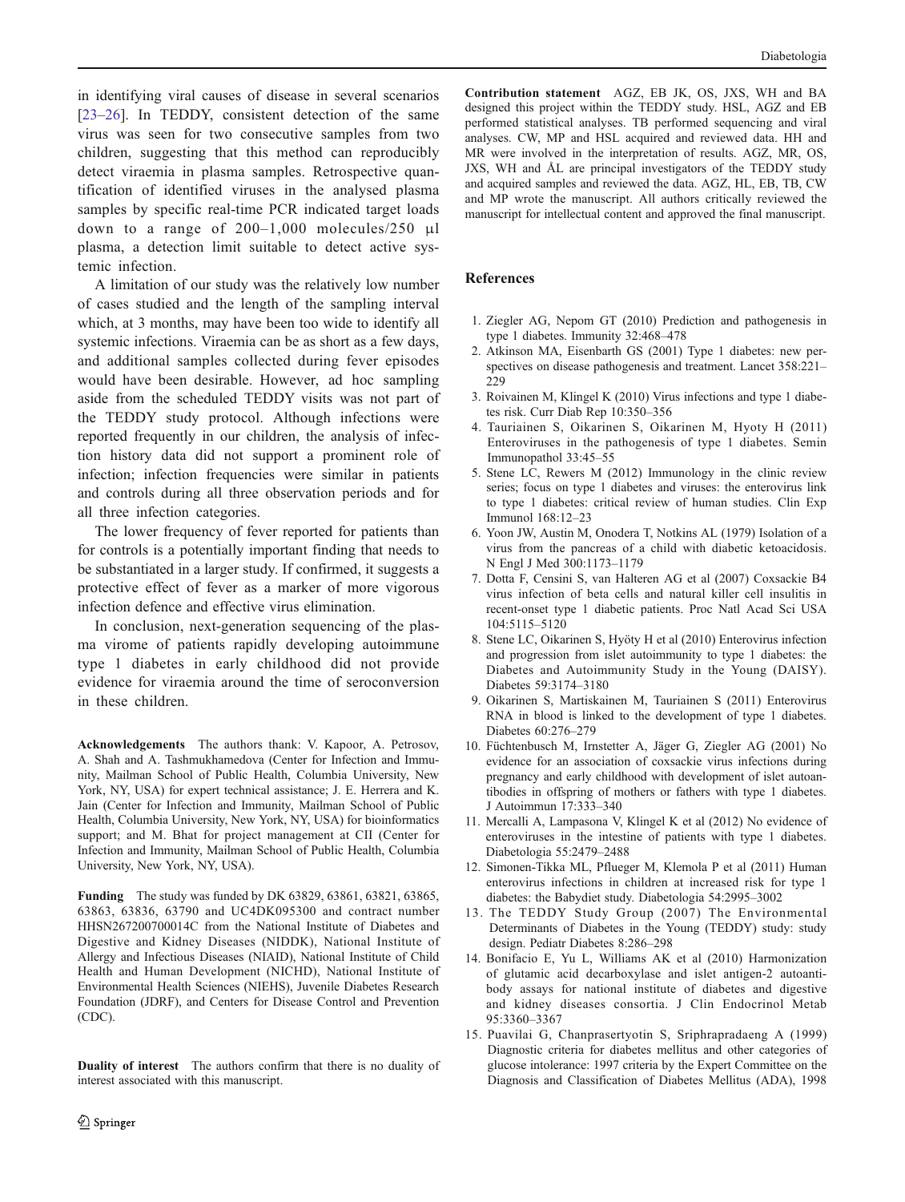in identifying viral causes of disease in several scenarios [23–26]. In TEDDY, consistent detection of the same virus was seen for two consecutive samples from two children, suggesting that this method can reproducibly detect viraemia in plasma samples. Retrospective quantification of identified viruses in the analysed plasma samples by specific real-time PCR indicated target loads down to a range of 200–1,000 molecules/250 μl plasma, a detection limit suitable to detect active systemic infection.

A limitation of our study was the relatively low number of cases studied and the length of the sampling interval which, at 3 months, may have been too wide to identify all systemic infections. Viraemia can be as short as a few days, and additional samples collected during fever episodes would have been desirable. However, ad hoc sampling aside from the scheduled TEDDY visits was not part of the TEDDY study protocol. Although infections were reported frequently in our children, the analysis of infection history data did not support a prominent role of infection; infection frequencies were similar in patients and controls during all three observation periods and for all three infection categories.

The lower frequency of fever reported for patients than for controls is a potentially important finding that needs to be substantiated in a larger study. If confirmed, it suggests a protective effect of fever as a marker of more vigorous infection defence and effective virus elimination.

In conclusion, next-generation sequencing of the plasma virome of patients rapidly developing autoimmune type 1 diabetes in early childhood did not provide evidence for viraemia around the time of seroconversion in these children.

**Acknowledgements** The authors thank: V. Kapoor, A. Petrosov, A. Shah and A. Tashmukhamedova (Center for Infection and Immunity, Mailman School of Public Health, Columbia University, New York, NY, USA) for expert technical assistance; J. E. Herrera and K. Jain (Center for Infection and Immunity, Mailman School of Public Health, Columbia University, New York, NY, USA) for bioinformatics support; and M. Bhat for project management at CII (Center for Infection and Immunity, Mailman School of Public Health, Columbia University, New York, NY, USA).

**Funding** The study was funded by DK 63829, 63861, 63821, 63865, 63863, 63836, 63790 and UC4DK095300 and contract number HHSN267200700014C from the National Institute of Diabetes and Digestive and Kidney Diseases (NIDDK), National Institute of Allergy and Infectious Diseases (NIAID), National Institute of Child Health and Human Development (NICHD), National Institute of Environmental Health Sciences (NIEHS), Juvenile Diabetes Research Foundation (JDRF), and Centers for Disease Control and Prevention (CDC).

**Duality of interest** The authors confirm that there is no duality of interest associated with this manuscript.

**Contribution statement** AGZ, EB JK, OS, JXS, WH and BA designed this project within the TEDDY study. HSL, AGZ and EB performed statistical analyses. TB performed sequencing and viral analyses. CW, MP and HSL acquired and reviewed data. HH and MR were involved in the interpretation of results. AGZ, MR, OS, JXS, WH and ÅL are principal investigators of the TEDDY study and acquired samples and reviewed the data. AGZ, HL, EB, TB, CW and MP wrote the manuscript. All authors critically reviewed the manuscript for intellectual content and approved the final manuscript.

## References

1. Ziegler AG, Nepom GT (2010) Prediction and pathogenesis in type 1 diabetes. Immunity 32:468–478
2. Atkinson MA, Eisenbarth GS (2001) Type 1 diabetes: new perspectives on disease pathogenesis and treatment. Lancet 358:221–229
3. Roivainen M, Klingel K (2010) Virus infections and type 1 diabetes risk. Curr Diab Rep 10:350–356
4. Tauriainen S, Oikarinen S, Oikarinen M, Hyoty H (2011) Enteroviruses in the pathogenesis of type 1 diabetes. Semin Immunopathol 33:45–55
5. Stene LC, Rewers M (2012) Immunology in the clinic review series; focus on type 1 diabetes and viruses: the enterovirus link to type 1 diabetes: critical review of human studies. Clin Exp Immunol 168:12–23
6. Yoon JW, Austin M, Onodera T, Notkins AL (1979) Isolation of a virus from the pancreas of a child with diabetic ketoacidosis. N Engl J Med 300:1173–1179
7. Dotta F, Censini S, van Halteren AG et al (2007) Coxsackie B4 virus infection of beta cells and natural killer cell insulitis in recent-onset type 1 diabetic patients. Proc Natl Acad Sci USA 104:5115–5120
8. Stene LC, Oikarinen S, Hyöty H et al (2010) Enterovirus infection and progression from islet autoimmunity to type 1 diabetes: the Diabetes and Autoimmunity Study in the Young (DAISY). Diabetes 59:3174–3180
9. Oikarinen S, Martiskainen M, Tauriainen S (2011) Enterovirus RNA in blood is linked to the development of type 1 diabetes. Diabetes 60:276–279
10. Füchtenbusch M, Irnstetter A, Jäger G, Ziegler AG (2001) No evidence for an association of coxsackie virus infections during pregnancy and early childhood with development of islet autoantibodies in offspring of mothers or fathers with type 1 diabetes. J Autoimmun 17:333–340
11. Mercalli A, Lampasona V, Klingel K et al (2012) No evidence of enteroviruses in the intestine of patients with type 1 diabetes. Diabetologia 55:2479–2488
12. Simonen-Tikka ML, Pflueger M, Klemola P et al (2011) Human enterovirus infections in children at increased risk for type 1 diabetes: the Babydiet study. Diabetologia 54:2995–3002
13. The TEDDY Study Group (2007) The Environmental Determinants of Diabetes in the Young (TEDDY) study: study design. Pediatr Diabetes 8:286–298
14. Bonifacio E, Yu L, Williams AK et al (2010) Harmonization of glutamic acid decarboxylase and islet antigen-2 autoantibody assays for national institute of diabetes and digestive and kidney diseases consortia. J Clin Endocrinol Metab 95:3360–3367
15. Puavilai G, Chanprasertyotin S, Sriphrapradaeng A (1999) Diagnostic criteria for diabetes mellitus and other categories of glucose intolerance: 1997 criteria by the Expert Committee on the Diagnosis and Classification of Diabetes Mellitus (ADA), 1998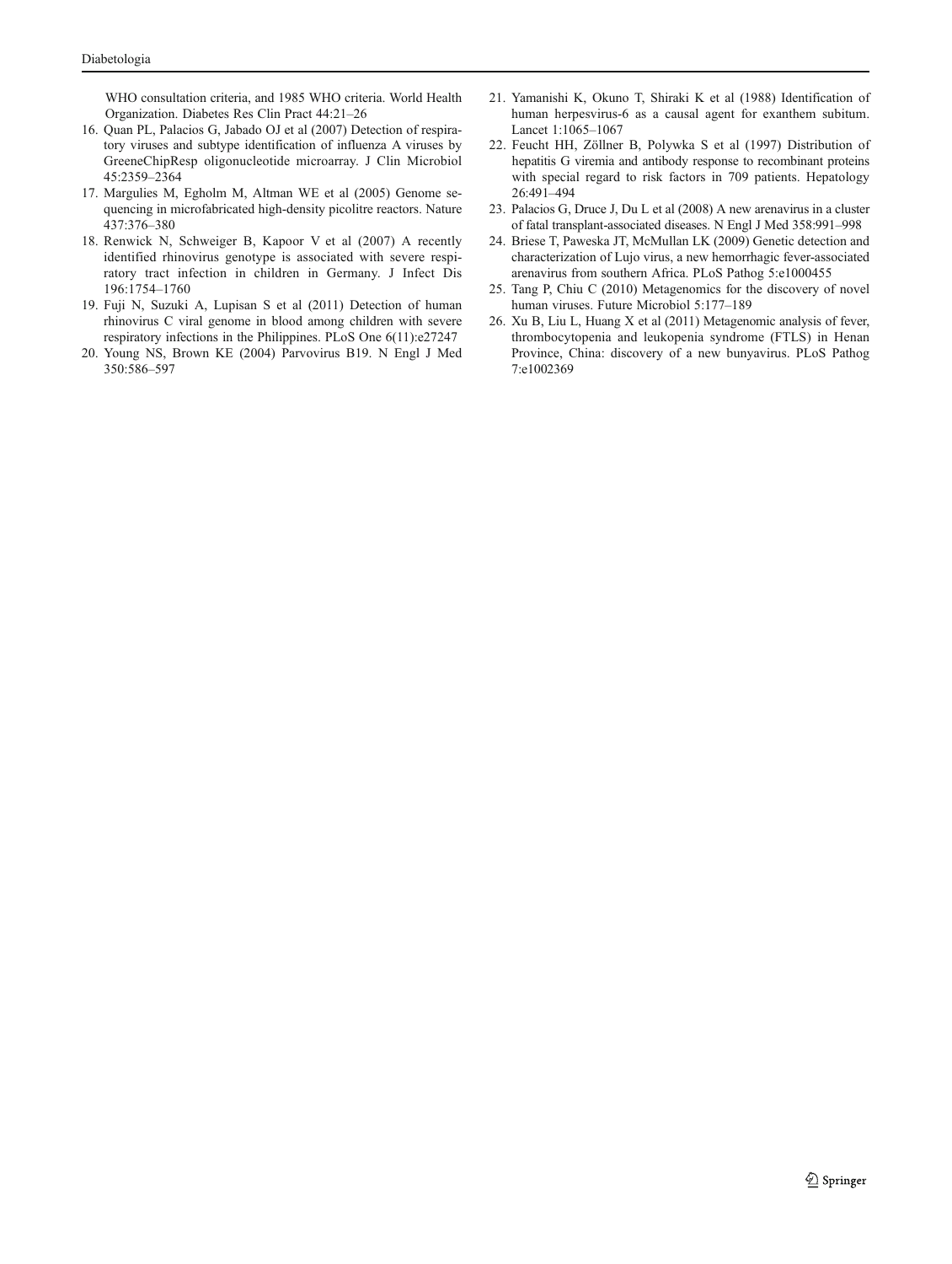WHO consultation criteria, and 1985 WHO criteria. World Health Organization. Diabetes Res Clin Pract 44:21–26

16. Quan PL, Palacios G, Jabado OJ et al (2007) Detection of respiratory viruses and subtype identification of influenza A viruses by GreeneChipResp oligonucleotide microarray. J Clin Microbiol 45:2359–2364
17. Margulies M, Egholm M, Altman WE et al (2005) Genome sequencing in microfabricated high-density picolitre reactors. Nature 437:376–380
18. Renwick N, Schweiger B, Kapoor V et al (2007) A recently identified rhinovirus genotype is associated with severe respiratory tract infection in children in Germany. J Infect Dis 196:1754–1760
19. Fuji N, Suzuki A, Lupisan S et al (2011) Detection of human rhinovirus C viral genome in blood among children with severe respiratory infections in the Philippines. PLoS One 6(11):e27247
20. Young NS, Brown KE (2004) Parvovirus B19. N Engl J Med 350:586–597
21. Yamanishi K, Okuno T, Shiraki K et al (1988) Identification of human herpesvirus-6 as a causal agent for exanthem subitum. Lancet 1:1065–1067
22. Feucht HH, Zöllner B, Polywka S et al (1997) Distribution of hepatitis G viremia and antibody response to recombinant proteins with special regard to risk factors in 709 patients. Hepatology 26:491–494
23. Palacios G, Druce J, Du L et al (2008) A new arenavirus in a cluster of fatal transplant-associated diseases. N Engl J Med 358:991–998
24. Briese T, Paweska JT, McMullan LK (2009) Genetic detection and characterization of Lujo virus, a new hemorrhagic fever-associated arenavirus from southern Africa. PLoS Pathog 5:e1000455
25. Tang P, Chiu C (2010) Metagenomics for the discovery of novel human viruses. Future Microbiol 5:177–189
26. Xu B, Liu L, Huang X et al (2011) Metagenomic analysis of fever, thrombocytopenia and leukopenia syndrome (FTLS) in Henan Province, China: discovery of a new bunyavirus. PLoS Pathog 7:e1002369